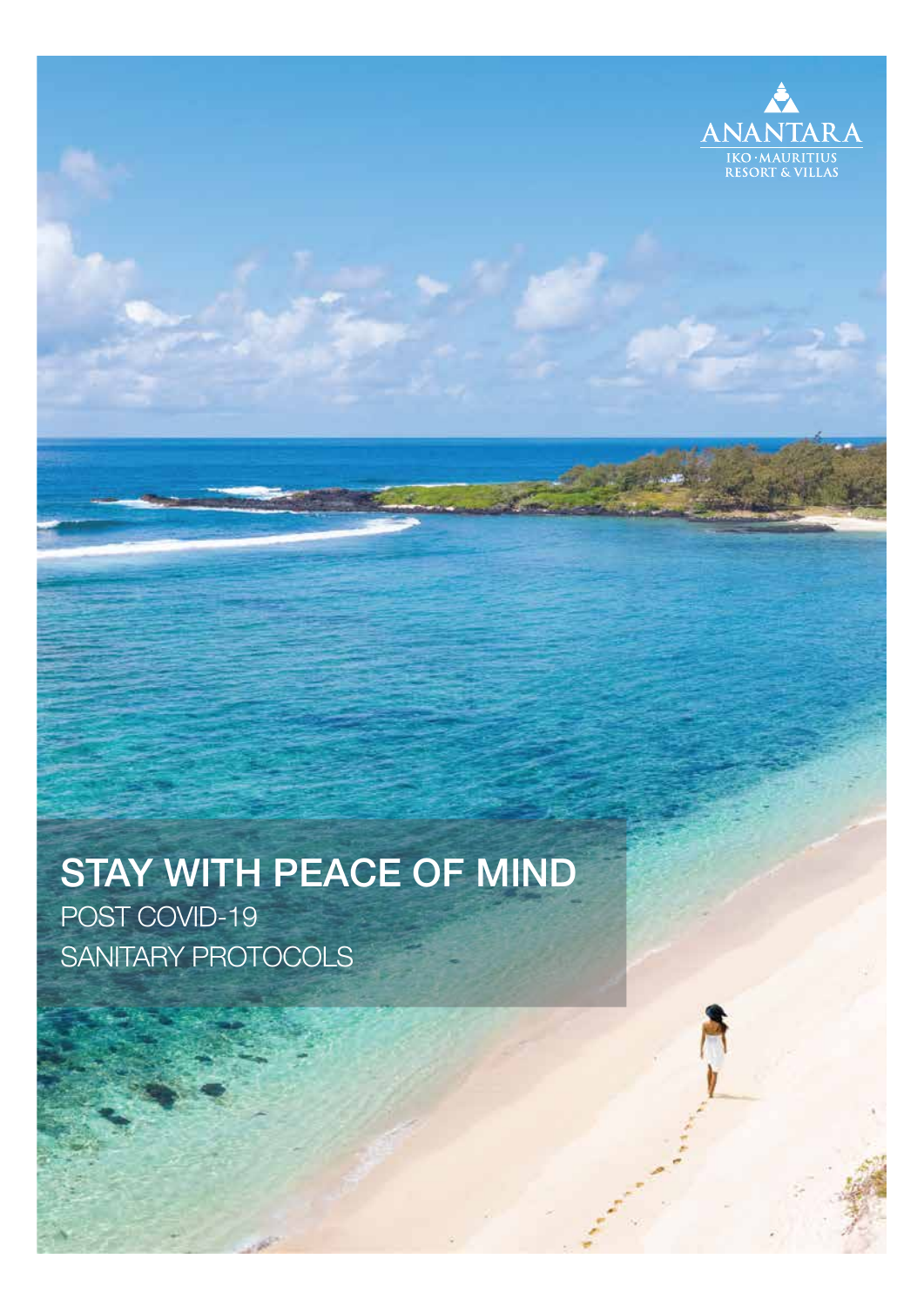ANANTARA

IKO · MAURITIUS
RESORT & VILLAS

# STAY WITH PEACE OF MIND

POST COVID-19

SANITARY PROTOCOLS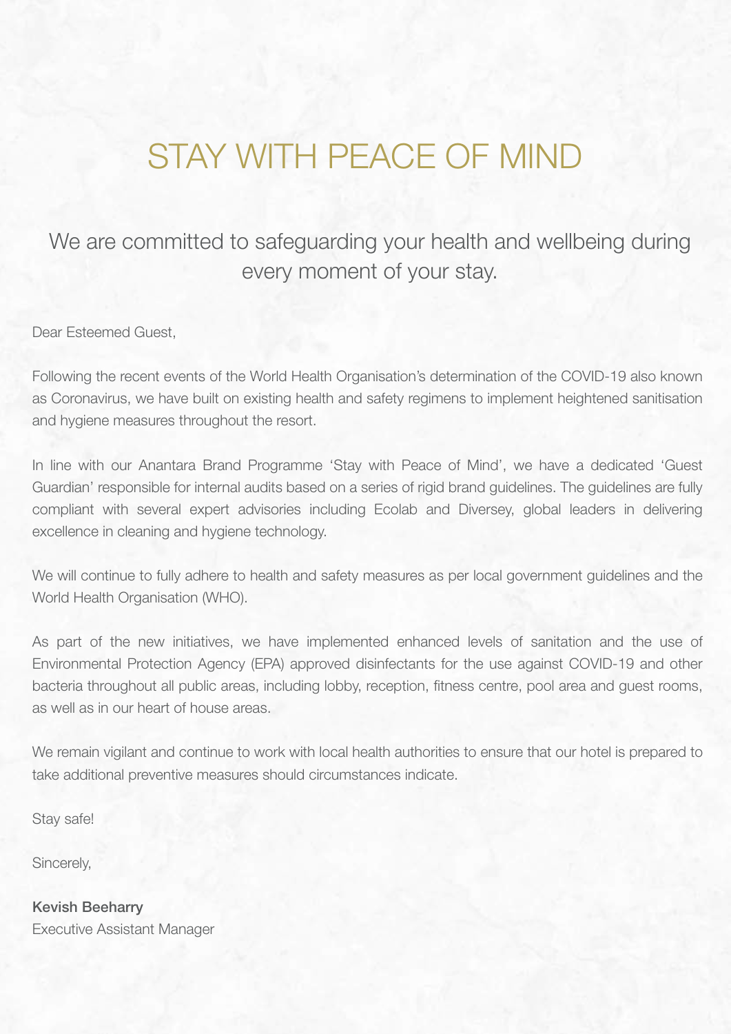# STAY WITH PEACE OF MIND

## We are committed to safeguarding your health and wellbeing during every moment of your stay.

Dear Esteemed Guest,

Following the recent events of the World Health Organisation's determination of the COVID-19 also known as Coronavirus, we have built on existing health and safety regimens to implement heightened sanitisation and hygiene measures throughout the resort.

In line with our Anantara Brand Programme 'Stay with Peace of Mind', we have a dedicated 'Guest Guardian' responsible for internal audits based on a series of rigid brand guidelines. The guidelines are fully compliant with several expert advisories including Ecolab and Diversey, global leaders in delivering excellence in cleaning and hygiene technology.

We will continue to fully adhere to health and safety measures as per local government guidelines and the World Health Organisation (WHO).

As part of the new initiatives, we have implemented enhanced levels of sanitation and the use of Environmental Protection Agency (EPA) approved disinfectants for the use against COVID-19 and other bacteria throughout all public areas, including lobby, reception, fitness centre, pool area and guest rooms, as well as in our heart of house areas.

We remain vigilant and continue to work with local health authorities to ensure that our hotel is prepared to take additional preventive measures should circumstances indicate.

Stay safe!

Sincerely,

**Kevish Beeharry**
Executive Assistant Manager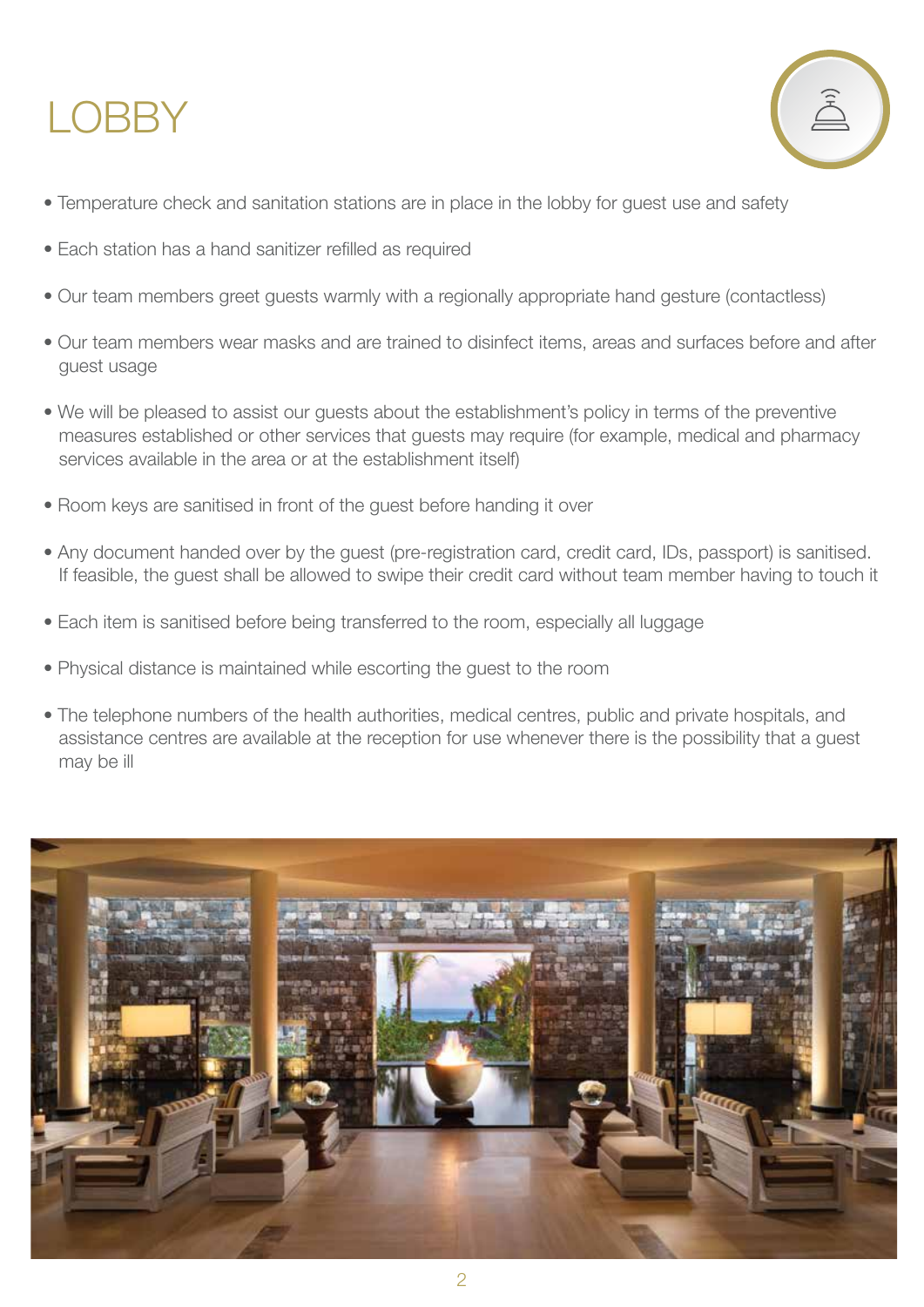# LOBBY

- Temperature check and sanitation stations are in place in the lobby for guest use and safety
- Each station has a hand sanitizer refilled as required
- Our team members greet guests warmly with a regionally appropriate hand gesture (contactless)
- Our team members wear masks and are trained to disinfect items, areas and surfaces before and after guest usage
- We will be pleased to assist our guests about the establishment's policy in terms of the preventive measures established or other services that guests may require (for example, medical and pharmacy services available in the area or at the establishment itself)
- Room keys are sanitised in front of the guest before handing it over
- Any document handed over by the guest (pre-registration card, credit card, IDs, passport) is sanitised. If feasible, the guest shall be allowed to swipe their credit card without team member having to touch it
- Each item is sanitised before being transferred to the room, especially all luggage
- Physical distance is maintained while escorting the guest to the room
- The telephone numbers of the health authorities, medical centres, public and private hospitals, and assistance centres are available at the reception for use whenever there is the possibility that a guest may be ill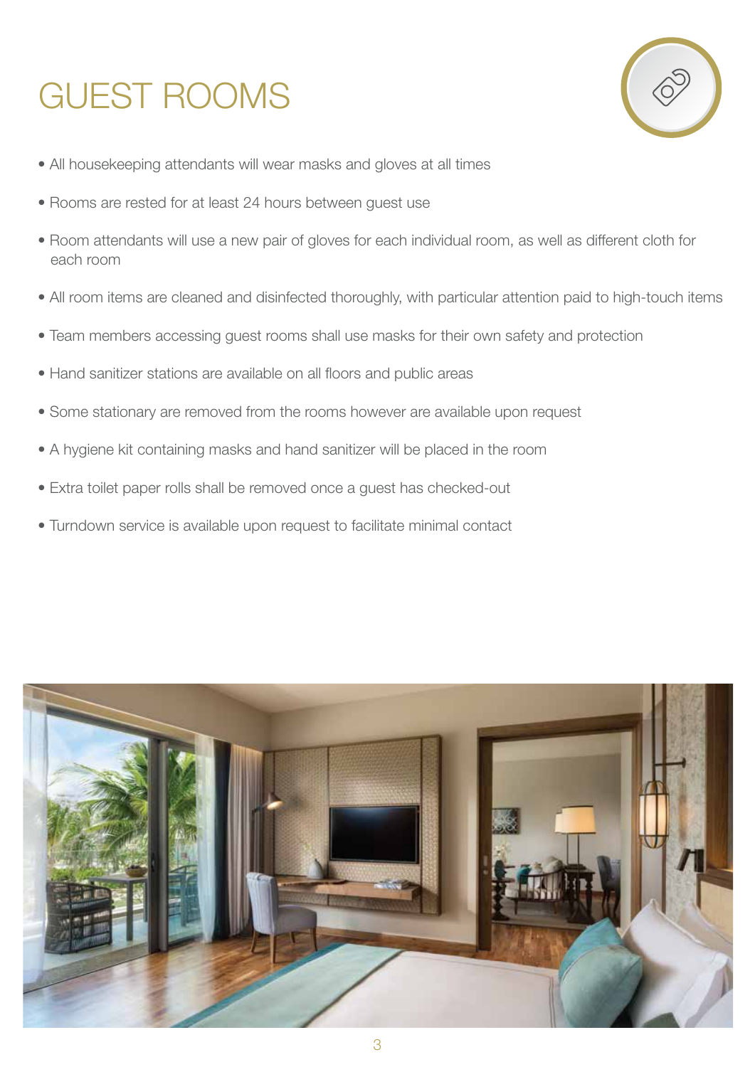# GUEST ROOMS

- All housekeeping attendants will wear masks and gloves at all times
- Rooms are rested for at least 24 hours between guest use
- Room attendants will use a new pair of gloves for each individual room, as well as different cloth for each room
- All room items are cleaned and disinfected thoroughly, with particular attention paid to high-touch items
- Team members accessing guest rooms shall use masks for their own safety and protection
- Hand sanitizer stations are available on all floors and public areas
- Some stationary are removed from the rooms however are available upon request
- A hygiene kit containing masks and hand sanitizer will be placed in the room
- Extra toilet paper rolls shall be removed once a guest has checked-out
- Turndown service is available upon request to facilitate minimal contact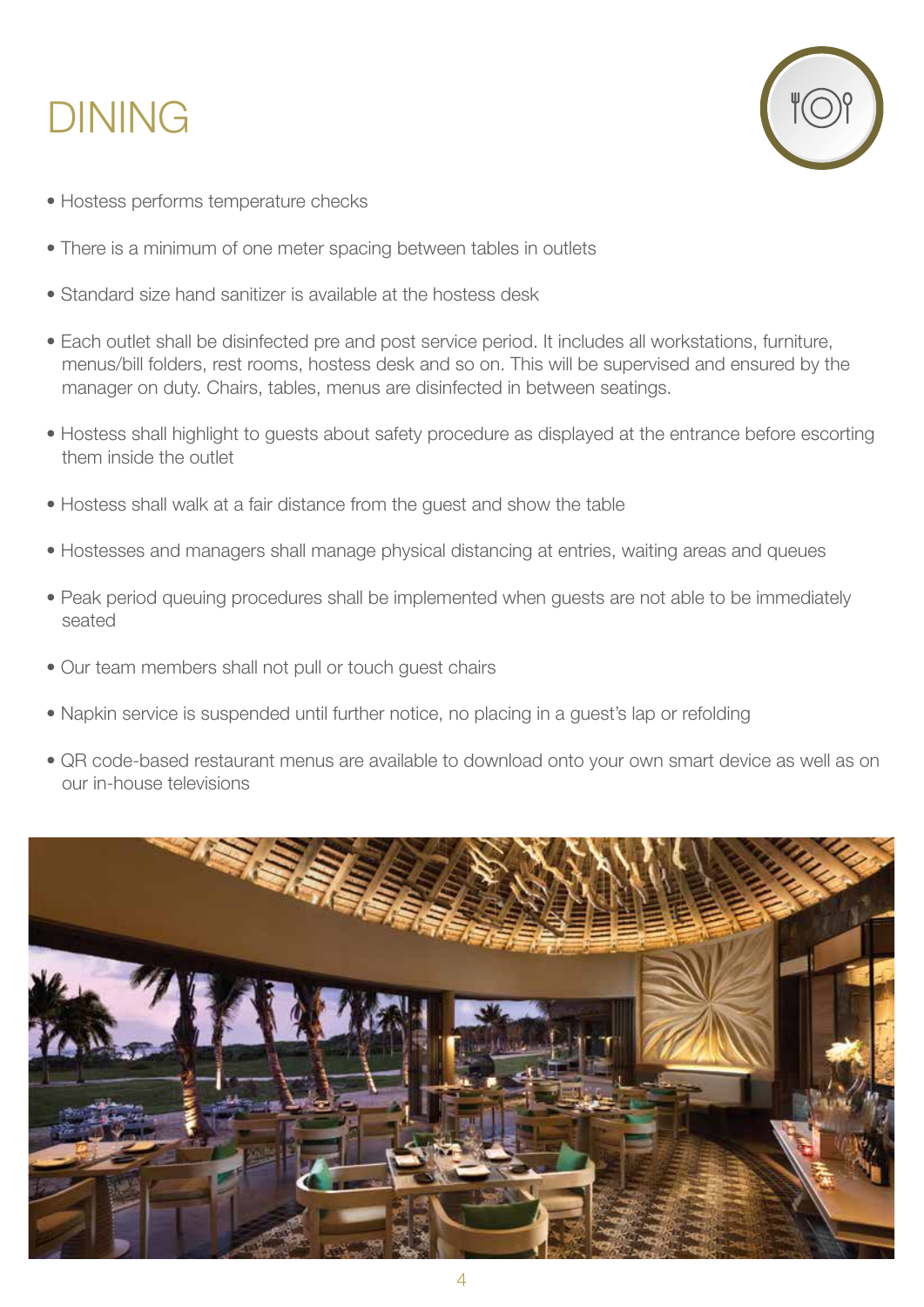# DINING

- Hostess performs temperature checks
- There is a minimum of one meter spacing between tables in outlets
- Standard size hand sanitizer is available at the hostess desk
- Each outlet shall be disinfected pre and post service period. It includes all workstations, furniture, menus/bill folders, rest rooms, hostess desk and so on. This will be supervised and ensured by the manager on duty. Chairs, tables, menus are disinfected in between seatings.
- Hostess shall highlight to guests about safety procedure as displayed at the entrance before escorting them inside the outlet
- Hostess shall walk at a fair distance from the guest and show the table
- Hostesses and managers shall manage physical distancing at entries, waiting areas and queues
- Peak period queuing procedures shall be implemented when guests are not able to be immediately seated
- Our team members shall not pull or touch guest chairs
- Napkin service is suspended until further notice, no placing in a guest's lap or refolding
- QR code-based restaurant menus are available to download onto your own smart device as well as on our in-house televisions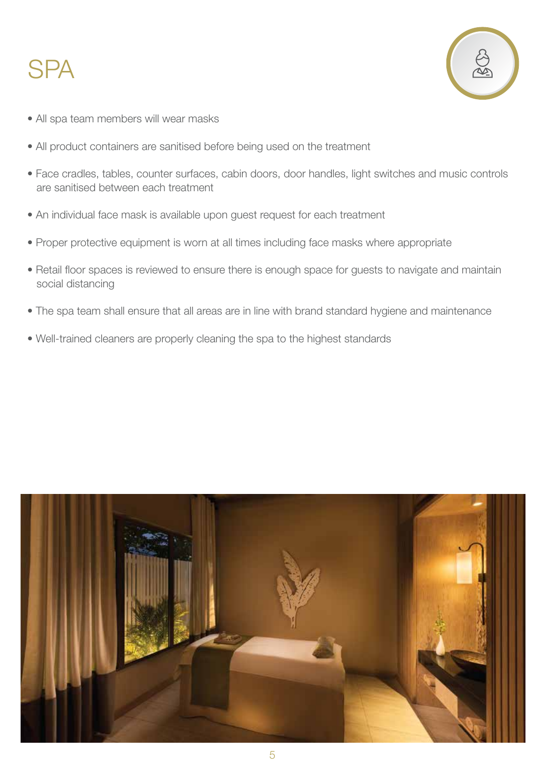# SPA

- All spa team members will wear masks
- All product containers are sanitised before being used on the treatment
- Face cradles, tables, counter surfaces, cabin doors, door handles, light switches and music controls are sanitised between each treatment
- An individual face mask is available upon guest request for each treatment
- Proper protective equipment is worn at all times including face masks where appropriate
- Retail floor spaces is reviewed to ensure there is enough space for guests to navigate and maintain social distancing
- The spa team shall ensure that all areas are in line with brand standard hygiene and maintenance
- Well-trained cleaners are properly cleaning the spa to the highest standards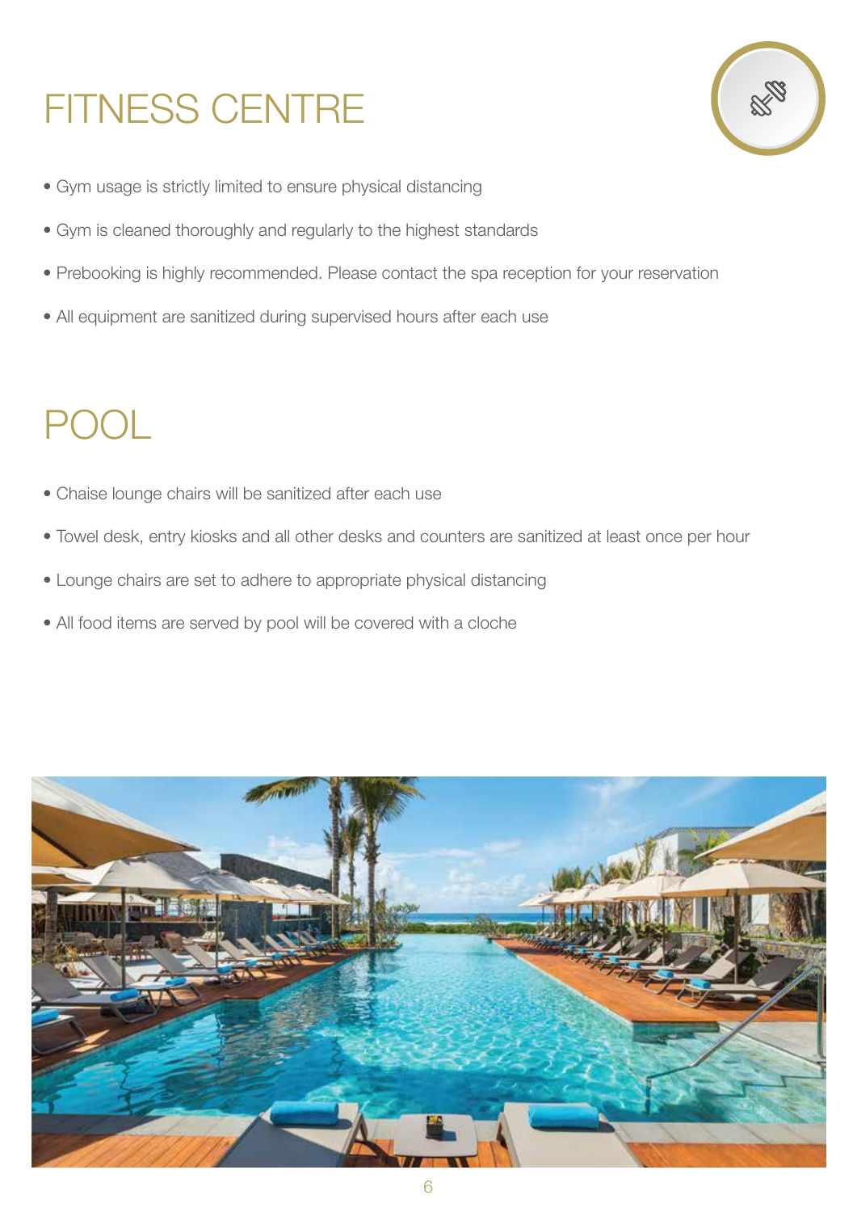# FITNESS CENTRE

- Gym usage is strictly limited to ensure physical distancing
- Gym is cleaned thoroughly and regularly to the highest standards
- Prebooking is highly recommended. Please contact the spa reception for your reservation
- All equipment are sanitized during supervised hours after each use

# POOL

- Chaise lounge chairs will be sanitized after each use
- Towel desk, entry kiosks and all other desks and counters are sanitized at least once per hour
- Lounge chairs are set to adhere to appropriate physical distancing
- All food items are served by pool will be covered with a cloche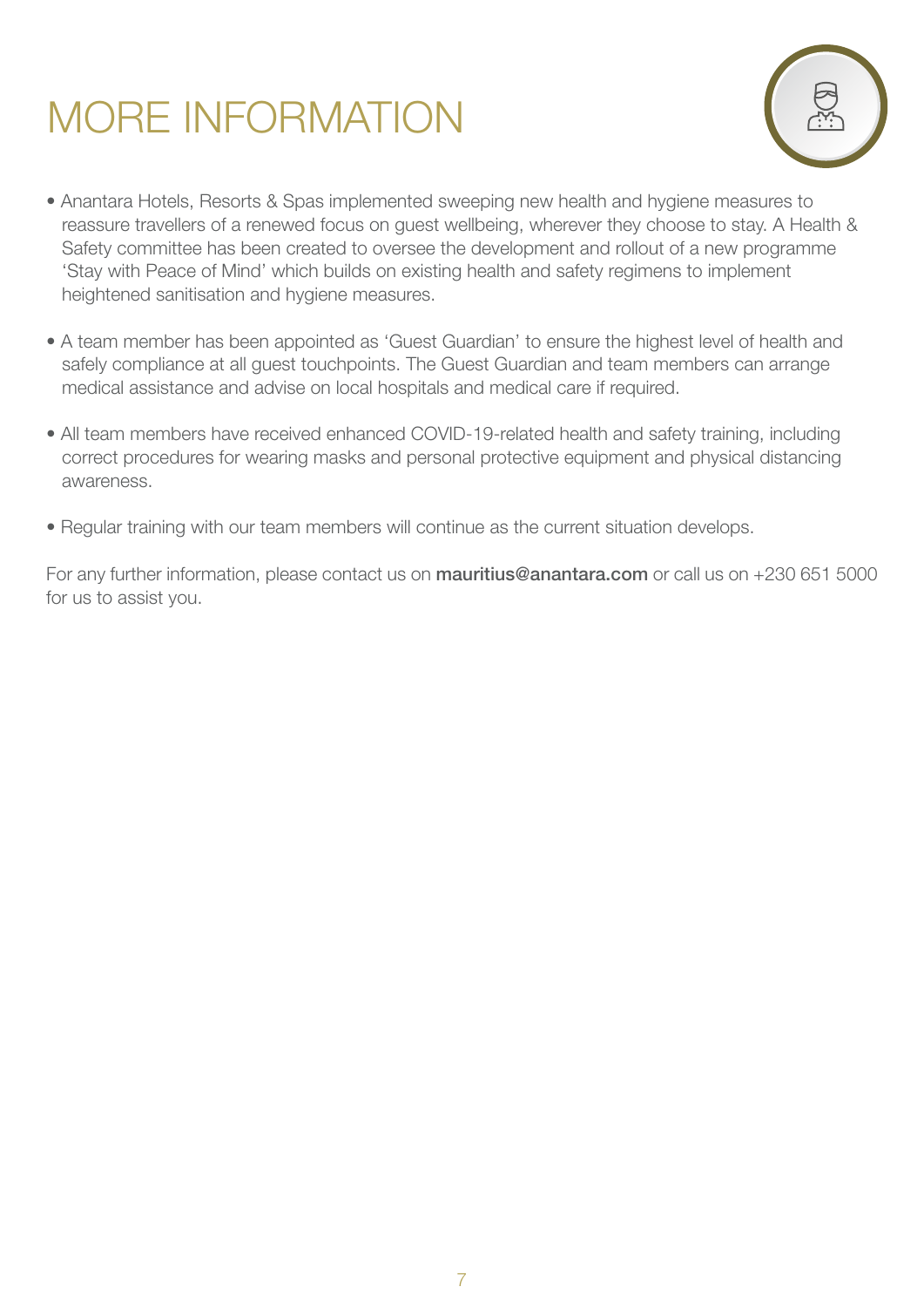# MORE INFORMATION

- Anantara Hotels, Resorts & Spas implemented sweeping new health and hygiene measures to reassure travellers of a renewed focus on guest wellbeing, wherever they choose to stay. A Health & Safety committee has been created to oversee the development and rollout of a new programme 'Stay with Peace of Mind' which builds on existing health and safety regimens to implement heightened sanitisation and hygiene measures.
- A team member has been appointed as 'Guest Guardian' to ensure the highest level of health and safely compliance at all guest touchpoints. The Guest Guardian and team members can arrange medical assistance and advise on local hospitals and medical care if required.
- All team members have received enhanced COVID-19-related health and safety training, including correct procedures for wearing masks and personal protective equipment and physical distancing awareness.
- Regular training with our team members will continue as the current situation develops.

For any further information, please contact us on **mauritius@anantara.com** or call us on +230 651 5000 for us to assist you.